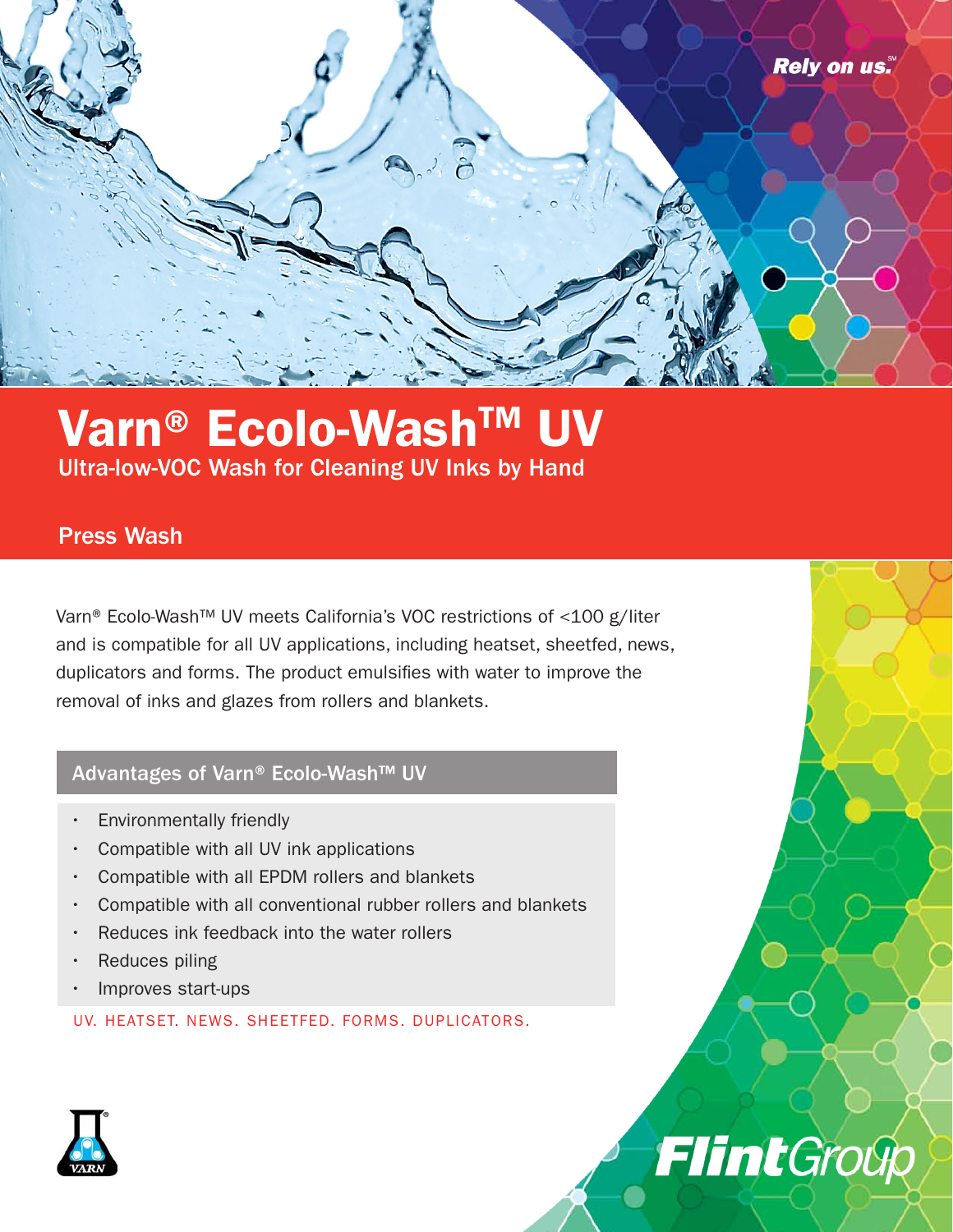Rely on us.℠

# Varn® Ecolo-Wash™ UV

Ultra-low-VOC Wash for Cleaning UV Inks by Hand

## Press Wash

Varn® Ecolo-Wash™ UV meets California's VOC restrictions of <100 g/liter and is compatible for all UV applications, including heatset, sheetfed, news, duplicators and forms. The product emulsifies with water to improve the removal of inks and glazes from rollers and blankets.

### Advantages of Varn® Ecolo-Wash™ UV

- Environmentally friendly
- Compatible with all UV ink applications
- Compatible with all EPDM rollers and blankets
- Compatible with all conventional rubber rollers and blankets
- Reduces ink feedback into the water rollers
- Reduces piling
- Improves start-ups

UV. HEATSET. NEWS. SHEETFED. FORMS. DUPLICATORS.

VARN

FlintGroup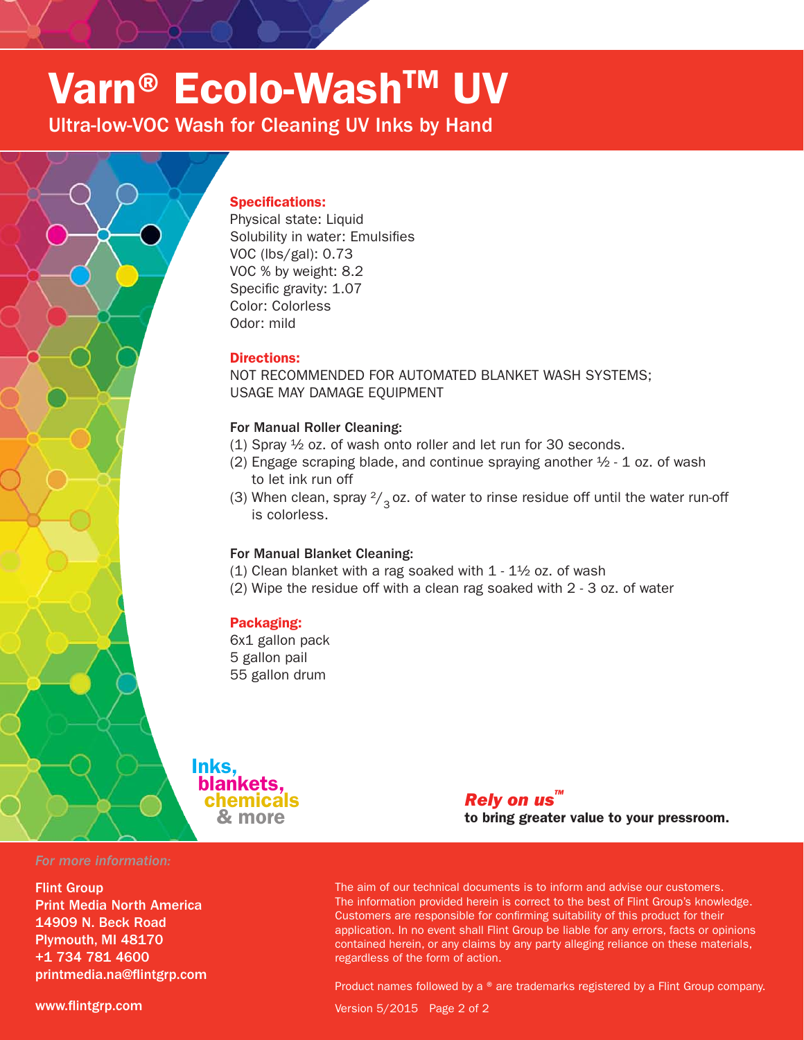# Varn® Ecolo-Wash™ UV

## Ultra-low-VOC Wash for Cleaning UV Inks by Hand

### Specifications:

Physical state: Liquid
Solubility in water: Emulsifies
VOC (lbs/gal): 0.73
VOC % by weight: 8.2
Specific gravity: 1.07
Color: Colorless
Odor: mild

### Directions:

NOT RECOMMENDED FOR AUTOMATED BLANKET WASH SYSTEMS; USAGE MAY DAMAGE EQUIPMENT

**For Manual Roller Cleaning:**

(1) Spray ½ oz. of wash onto roller and let run for 30 seconds.
(2) Engage scraping blade, and continue spraying another ½ - 1 oz. of wash to let ink run off
(3) When clean, spray $^{2}/_{3}$ oz. of water to rinse residue off until the water run-off is colorless.

**For Manual Blanket Cleaning:**

(1) Clean blanket with a rag soaked with 1 - 1½ oz. of wash
(2) Wipe the residue off with a clean rag soaked with 2 - 3 oz. of water

### Packaging:

6x1 gallon pack
5 gallon pail
55 gallon drum

Inks, blankets, chemicals & more

***Rely on us™***
**to bring greater value to your pressroom.**

*For more information:*

**Flint Group**
**Print Media North America**
**14909 N. Beck Road**
**Plymouth, MI 48170**
**+1 734 781 4600**
**printmedia.na@flintgrp.com**

**www.flintgrp.com**

The aim of our technical documents is to inform and advise our customers. The information provided herein is correct to the best of Flint Group's knowledge. Customers are responsible for confirming suitability of this product for their application. In no event shall Flint Group be liable for any errors, facts or opinions contained herein, or any claims by any party alleging reliance on these materials, regardless of the form of action.

Product names followed by a ® are trademarks registered by a Flint Group company.

Version 5/2015